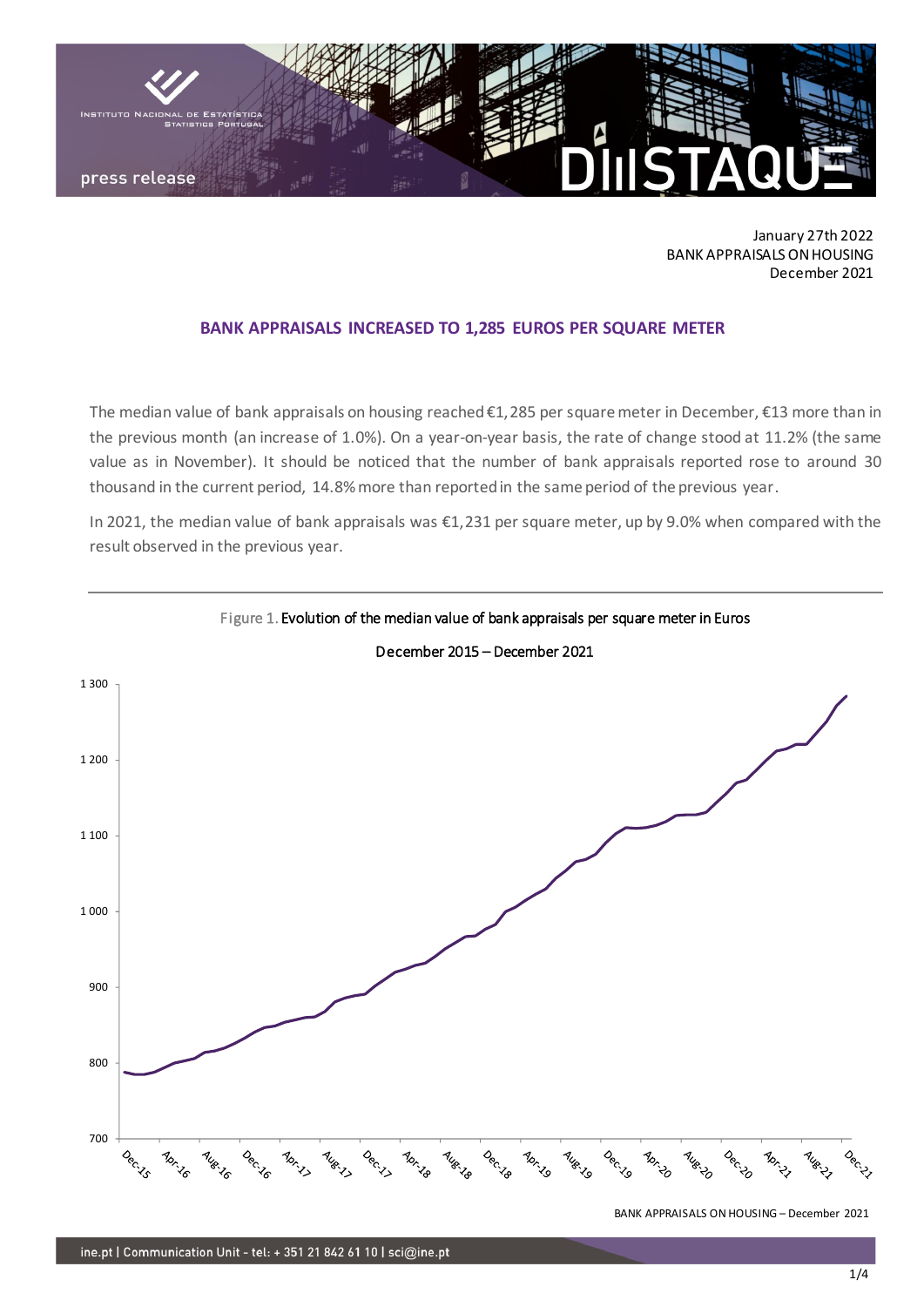January 27th 2022
BANK APPRAISALS ON HOUSING
December 2021

# BANK APPRAISALS INCREASED TO 1,285 EUROS PER SQUARE METER

The median value of bank appraisals on housing reached €1,285 per square meter in December, €13 more than in the previous month (an increase of 1.0%). On a year-on-year basis, the rate of change stood at 11.2% (the same value as in November). It should be noticed that the number of bank appraisals reported rose to around 30 thousand in the current period, 14.8% more than reported in the same period of the previous year.

In 2021, the median value of bank appraisals was €1,231 per square meter, up by 9.0% when compared with the result observed in the previous year.

Figure 1. Evolution of the median value of bank appraisals per square meter in Euros

December 2015 – December 2021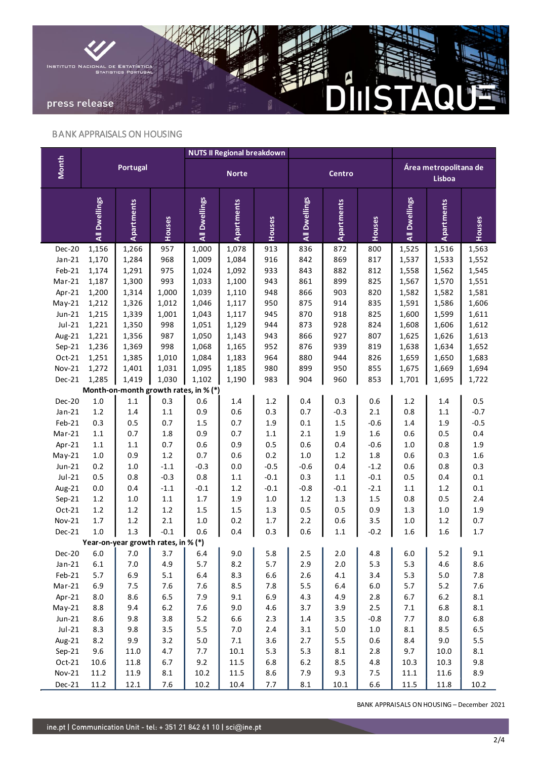## BANK APPRAISALS ON HOUSING

| Month | Portugal | | | NUTS II Regional breakdown | | | | | | | | |
|---|---|---|---|---|---|---|---|---|---|---|---|---|
| | | | | Norte | | | Centro | | | Área metropolitana de Lisboa | | |
| | All Dwellings | Apartments | Houses | All Dwellings | Apartments | Houses | All Dwellings | Apartments | Houses | All Dwellings | Apartments | Houses |
| Dec-20 | 1,156 | 1,266 | 957 | 1,000 | 1,078 | 913 | 836 | 872 | 800 | 1,525 | 1,516 | 1,563 |
| Jan-21 | 1,170 | 1,284 | 968 | 1,009 | 1,084 | 916 | 842 | 869 | 817 | 1,537 | 1,533 | 1,552 |
| Feb-21 | 1,174 | 1,291 | 975 | 1,024 | 1,092 | 933 | 843 | 882 | 812 | 1,558 | 1,562 | 1,545 |
| Mar-21 | 1,187 | 1,300 | 993 | 1,033 | 1,100 | 943 | 861 | 899 | 825 | 1,567 | 1,570 | 1,551 |
| Apr-21 | 1,200 | 1,314 | 1,000 | 1,039 | 1,110 | 948 | 866 | 903 | 820 | 1,582 | 1,582 | 1,581 |
| May-21 | 1,212 | 1,326 | 1,012 | 1,046 | 1,117 | 950 | 875 | 914 | 835 | 1,591 | 1,586 | 1,606 |
| Jun-21 | 1,215 | 1,339 | 1,001 | 1,043 | 1,117 | 945 | 870 | 918 | 825 | 1,600 | 1,599 | 1,611 |
| Jul-21 | 1,221 | 1,350 | 998 | 1,051 | 1,129 | 944 | 873 | 928 | 824 | 1,608 | 1,606 | 1,612 |
| Aug-21 | 1,221 | 1,356 | 987 | 1,050 | 1,143 | 943 | 866 | 927 | 807 | 1,625 | 1,626 | 1,613 |
| Sep-21 | 1,236 | 1,369 | 998 | 1,068 | 1,165 | 952 | 876 | 939 | 819 | 1,638 | 1,634 | 1,652 |
| Oct-21 | 1,251 | 1,385 | 1,010 | 1,084 | 1,183 | 964 | 880 | 944 | 826 | 1,659 | 1,650 | 1,683 |
| Nov-21 | 1,272 | 1,401 | 1,031 | 1,095 | 1,185 | 980 | 899 | 950 | 855 | 1,675 | 1,669 | 1,694 |
| Dec-21 | 1,285 | 1,419 | 1,030 | 1,102 | 1,190 | 983 | 904 | 960 | 853 | 1,701 | 1,695 | 1,722 |
| **Month-on-month growth rates, in % (*)** | | | | | | | | | | | | |
| Dec-20 | 1.0 | 1.1 | 0.3 | 0.6 | 1.4 | 1.2 | 0.4 | 0.3 | 0.6 | 1.2 | 1.4 | 0.5 |
| Jan-21 | 1.2 | 1.4 | 1.1 | 0.9 | 0.6 | 0.3 | 0.7 | -0.3 | 2.1 | 0.8 | 1.1 | -0.7 |
| Feb-21 | 0.3 | 0.5 | 0.7 | 1.5 | 0.7 | 1.9 | 0.1 | 1.5 | -0.6 | 1.4 | 1.9 | -0.5 |
| Mar-21 | 1.1 | 0.7 | 1.8 | 0.9 | 0.7 | 1.1 | 2.1 | 1.9 | 1.6 | 0.6 | 0.5 | 0.4 |
| Apr-21 | 1.1 | 1.1 | 0.7 | 0.6 | 0.9 | 0.5 | 0.6 | 0.4 | -0.6 | 1.0 | 0.8 | 1.9 |
| May-21 | 1.0 | 0.9 | 1.2 | 0.7 | 0.6 | 0.2 | 1.0 | 1.2 | 1.8 | 0.6 | 0.3 | 1.6 |
| Jun-21 | 0.2 | 1.0 | -1.1 | -0.3 | 0.0 | -0.5 | -0.6 | 0.4 | -1.2 | 0.6 | 0.8 | 0.3 |
| Jul-21 | 0.5 | 0.8 | -0.3 | 0.8 | 1.1 | -0.1 | 0.3 | 1.1 | -0.1 | 0.5 | 0.4 | 0.1 |
| Aug-21 | 0.0 | 0.4 | -1.1 | -0.1 | 1.2 | -0.1 | -0.8 | -0.1 | -2.1 | 1.1 | 1.2 | 0.1 |
| Sep-21 | 1.2 | 1.0 | 1.1 | 1.7 | 1.9 | 1.0 | 1.2 | 1.3 | 1.5 | 0.8 | 0.5 | 2.4 |
| Oct-21 | 1.2 | 1.2 | 1.2 | 1.5 | 1.5 | 1.3 | 0.5 | 0.5 | 0.9 | 1.3 | 1.0 | 1.9 |
| Nov-21 | 1.7 | 1.2 | 2.1 | 1.0 | 0.2 | 1.7 | 2.2 | 0.6 | 3.5 | 1.0 | 1.2 | 0.7 |
| Dec-21 | 1.0 | 1.3 | -0.1 | 0.6 | 0.4 | 0.3 | 0.6 | 1.1 | -0.2 | 1.6 | 1.6 | 1.7 |
| **Year-on-year growth rates, in % (*)** | | | | | | | | | | | | |
| Dec-20 | 6.0 | 7.0 | 3.7 | 6.4 | 9.0 | 5.8 | 2.5 | 2.0 | 4.8 | 6.0 | 5.2 | 9.1 |
| Jan-21 | 6.1 | 7.0 | 4.9 | 5.7 | 8.2 | 5.7 | 2.9 | 2.0 | 5.3 | 5.3 | 4.6 | 8.6 |
| Feb-21 | 5.7 | 6.9 | 5.1 | 6.4 | 8.3 | 6.6 | 2.6 | 4.1 | 3.4 | 5.3 | 5.0 | 7.8 |
| Mar-21 | 6.9 | 7.5 | 7.6 | 7.6 | 8.5 | 7.8 | 5.5 | 6.4 | 6.0 | 5.7 | 5.2 | 7.6 |
| Apr-21 | 8.0 | 8.6 | 6.5 | 7.9 | 9.1 | 6.9 | 4.3 | 4.9 | 2.8 | 6.7 | 6.2 | 8.1 |
| May-21 | 8.8 | 9.4 | 6.2 | 7.6 | 9.0 | 4.6 | 3.7 | 3.9 | 2.5 | 7.1 | 6.8 | 8.1 |
| Jun-21 | 8.6 | 9.8 | 3.8 | 5.2 | 6.6 | 2.3 | 1.4 | 3.5 | -0.8 | 7.7 | 8.0 | 6.8 |
| Jul-21 | 8.3 | 9.8 | 3.5 | 5.5 | 7.0 | 2.4 | 3.1 | 5.0 | 1.0 | 8.1 | 8.5 | 6.5 |
| Aug-21 | 8.2 | 9.9 | 3.2 | 5.0 | 7.1 | 3.6 | 2.7 | 5.5 | 0.6 | 8.4 | 9.0 | 5.5 |
| Sep-21 | 9.6 | 11.0 | 4.7 | 7.7 | 10.1 | 5.3 | 5.3 | 8.1 | 2.8 | 9.7 | 10.0 | 8.1 |
| Oct-21 | 10.6 | 11.8 | 6.7 | 9.2 | 11.5 | 6.8 | 6.2 | 8.5 | 4.8 | 10.3 | 10.3 | 9.8 |
| Nov-21 | 11.2 | 11.9 | 8.1 | 10.2 | 11.5 | 8.6 | 7.9 | 9.3 | 7.5 | 11.1 | 11.6 | 8.9 |
| Dec-21 | 11.2 | 12.1 | 7.6 | 10.2 | 10.4 | 7.7 | 8.1 | 10.1 | 6.6 | 11.5 | 11.8 | 10.2 |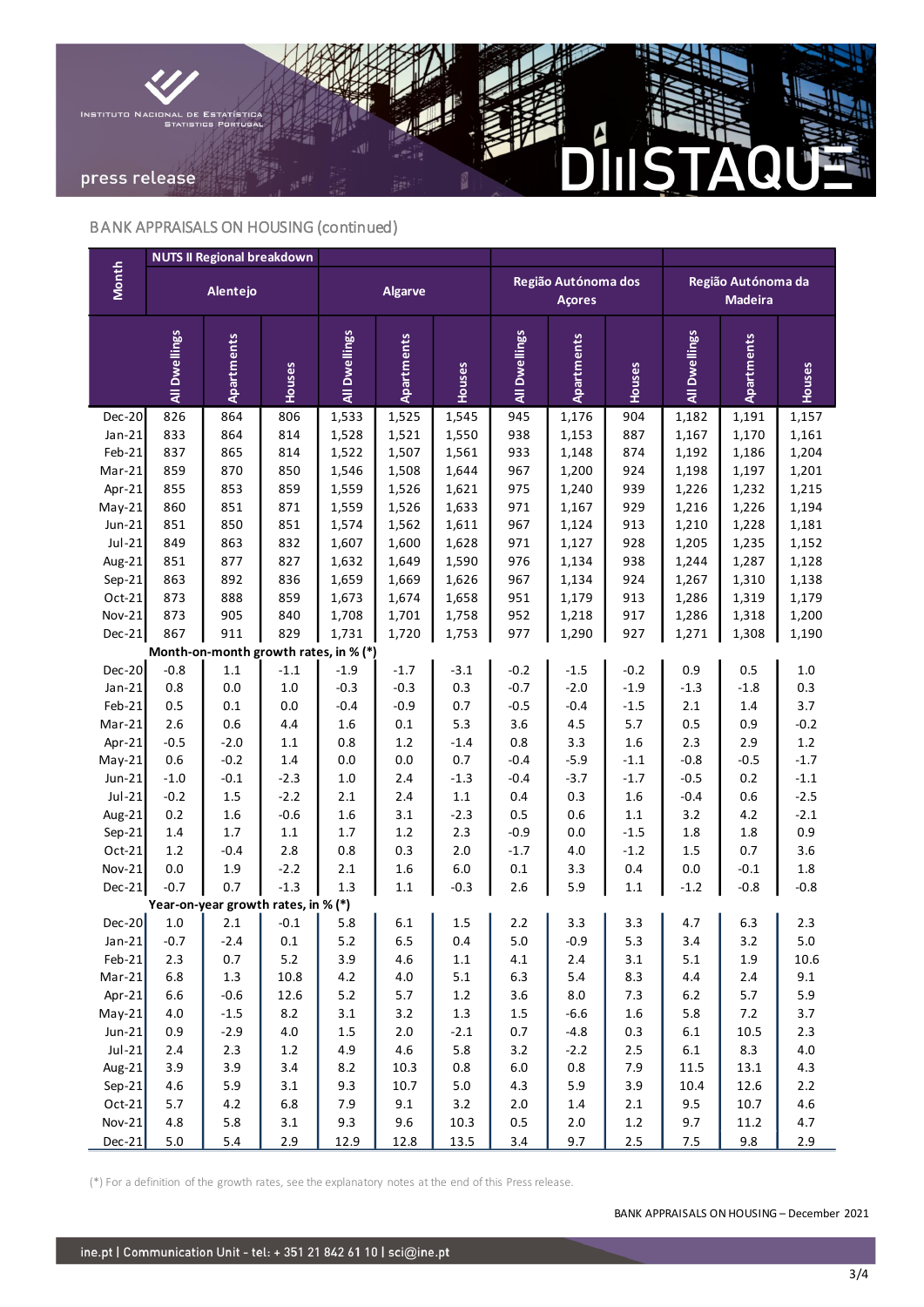## BANK APPRAISALS ON HOUSING (continued)

| Month | NUTS II Regional breakdown | | | | | | | | | | | |
|---|---|---|---|---|---|---|---|---|---|---|---|---|
| | Alentejo | | | Algarve | | | Região Autónoma dos Açores | | | Região Autónoma da Madeira | | |
| | All Dwellings | Apartments | Houses | All Dwellings | Apartments | Houses | All Dwellings | Apartments | Houses | All Dwellings | Apartments | Houses |
| Dec-20 | 826 | 864 | 806 | 1,533 | 1,525 | 1,545 | 945 | 1,176 | 904 | 1,182 | 1,191 | 1,157 |
| Jan-21 | 833 | 864 | 814 | 1,528 | 1,521 | 1,550 | 938 | 1,153 | 887 | 1,167 | 1,170 | 1,161 |
| Feb-21 | 837 | 865 | 814 | 1,522 | 1,507 | 1,561 | 933 | 1,148 | 874 | 1,192 | 1,186 | 1,204 |
| Mar-21 | 859 | 870 | 850 | 1,546 | 1,508 | 1,644 | 967 | 1,200 | 924 | 1,198 | 1,197 | 1,201 |
| Apr-21 | 855 | 853 | 859 | 1,559 | 1,526 | 1,621 | 975 | 1,240 | 939 | 1,226 | 1,232 | 1,215 |
| May-21 | 860 | 851 | 871 | 1,559 | 1,526 | 1,633 | 971 | 1,167 | 929 | 1,216 | 1,226 | 1,194 |
| Jun-21 | 851 | 850 | 851 | 1,574 | 1,562 | 1,611 | 967 | 1,124 | 913 | 1,210 | 1,228 | 1,181 |
| Jul-21 | 849 | 863 | 832 | 1,607 | 1,600 | 1,628 | 971 | 1,127 | 928 | 1,205 | 1,235 | 1,152 |
| Aug-21 | 851 | 877 | 827 | 1,632 | 1,649 | 1,590 | 976 | 1,134 | 938 | 1,244 | 1,287 | 1,128 |
| Sep-21 | 863 | 892 | 836 | 1,659 | 1,669 | 1,626 | 967 | 1,134 | 924 | 1,267 | 1,310 | 1,138 |
| Oct-21 | 873 | 888 | 859 | 1,673 | 1,674 | 1,658 | 951 | 1,179 | 913 | 1,286 | 1,319 | 1,179 |
| Nov-21 | 873 | 905 | 840 | 1,708 | 1,701 | 1,758 | 952 | 1,218 | 917 | 1,286 | 1,318 | 1,200 |
| Dec-21 | 867 | 911 | 829 | 1,731 | 1,720 | 1,753 | 977 | 1,290 | 927 | 1,271 | 1,308 | 1,190 |
| | **Month-on-month growth rates, in % (*)** | | | | | | | | | | | |
| Dec-20 | -0.8 | 1.1 | -1.1 | -1.9 | -1.7 | -3.1 | -0.2 | -1.5 | -0.2 | 0.9 | 0.5 | 1.0 |
| Jan-21 | 0.8 | 0.0 | 1.0 | -0.3 | -0.3 | 0.3 | -0.7 | -2.0 | -1.9 | -1.3 | -1.8 | 0.3 |
| Feb-21 | 0.5 | 0.1 | 0.0 | -0.4 | -0.9 | 0.7 | -0.5 | -0.4 | -1.5 | 2.1 | 1.4 | 3.7 |
| Mar-21 | 2.6 | 0.6 | 4.4 | 1.6 | 0.1 | 5.3 | 3.6 | 4.5 | 5.7 | 0.5 | 0.9 | -0.2 |
| Apr-21 | -0.5 | -2.0 | 1.1 | 0.8 | 1.2 | -1.4 | 0.8 | 3.3 | 1.6 | 2.3 | 2.9 | 1.2 |
| May-21 | 0.6 | -0.2 | 1.4 | 0.0 | 0.0 | 0.7 | -0.4 | -5.9 | -1.1 | -0.8 | -0.5 | -1.7 |
| Jun-21 | -1.0 | -0.1 | -2.3 | 1.0 | 2.4 | -1.3 | -0.4 | -3.7 | -1.7 | -0.5 | 0.2 | -1.1 |
| Jul-21 | -0.2 | 1.5 | -2.2 | 2.1 | 2.4 | 1.1 | 0.4 | 0.3 | 1.6 | -0.4 | 0.6 | -2.5 |
| Aug-21 | 0.2 | 1.6 | -0.6 | 1.6 | 3.1 | -2.3 | 0.5 | 0.6 | 1.1 | 3.2 | 4.2 | -2.1 |
| Sep-21 | 1.4 | 1.7 | 1.1 | 1.7 | 1.2 | 2.3 | -0.9 | 0.0 | -1.5 | 1.8 | 1.8 | 0.9 |
| Oct-21 | 1.2 | -0.4 | 2.8 | 0.8 | 0.3 | 2.0 | -1.7 | 4.0 | -1.2 | 1.5 | 0.7 | 3.6 |
| Nov-21 | 0.0 | 1.9 | -2.2 | 2.1 | 1.6 | 6.0 | 0.1 | 3.3 | 0.4 | 0.0 | -0.1 | 1.8 |
| Dec-21 | -0.7 | 0.7 | -1.3 | 1.3 | 1.1 | -0.3 | 2.6 | 5.9 | 1.1 | -1.2 | -0.8 | -0.8 |
| | **Year-on-year growth rates, in % (*)** | | | | | | | | | | | |
| Dec-20 | 1.0 | 2.1 | -0.1 | 5.8 | 6.1 | 1.5 | 2.2 | 3.3 | 3.3 | 4.7 | 6.3 | 2.3 |
| Jan-21 | -0.7 | -2.4 | 0.1 | 5.2 | 6.5 | 0.4 | 5.0 | -0.9 | 5.3 | 3.4 | 3.2 | 5.0 |
| Feb-21 | 2.3 | 0.7 | 5.2 | 3.9 | 4.6 | 1.1 | 4.1 | 2.4 | 3.1 | 5.1 | 1.9 | 10.6 |
| Mar-21 | 6.8 | 1.3 | 10.8 | 4.2 | 4.0 | 5.1 | 6.3 | 5.4 | 8.3 | 4.4 | 2.4 | 9.1 |
| Apr-21 | 6.6 | -0.6 | 12.6 | 5.2 | 5.7 | 1.2 | 3.6 | 8.0 | 7.3 | 6.2 | 5.7 | 5.9 |
| May-21 | 4.0 | -1.5 | 8.2 | 3.1 | 3.2 | 1.3 | 1.5 | -6.6 | 1.6 | 5.8 | 7.2 | 3.7 |
| Jun-21 | 0.9 | -2.9 | 4.0 | 1.5 | 2.0 | -2.1 | 0.7 | -4.8 | 0.3 | 6.1 | 10.5 | 2.3 |
| Jul-21 | 2.4 | 2.3 | 1.2 | 4.9 | 4.6 | 5.8 | 3.2 | -2.2 | 2.5 | 6.1 | 8.3 | 4.0 |
| Aug-21 | 3.9 | 3.9 | 3.4 | 8.2 | 10.3 | 0.8 | 6.0 | 0.8 | 7.9 | 11.5 | 13.1 | 4.3 |
| Sep-21 | 4.6 | 5.9 | 3.1 | 9.3 | 10.7 | 5.0 | 4.3 | 5.9 | 3.9 | 10.4 | 12.6 | 2.2 |
| Oct-21 | 5.7 | 4.2 | 6.8 | 7.9 | 9.1 | 3.2 | 2.0 | 1.4 | 2.1 | 9.5 | 10.7 | 4.6 |
| Nov-21 | 4.8 | 5.8 | 3.1 | 9.3 | 9.6 | 10.3 | 0.5 | 2.0 | 1.2 | 9.7 | 11.2 | 4.7 |
| Dec-21 | 5.0 | 5.4 | 2.9 | 12.9 | 12.8 | 13.5 | 3.4 | 9.7 | 2.5 | 7.5 | 9.8 | 2.9 |

(*) For a definition of the growth rates, see the explanatory notes at the end of this Press release.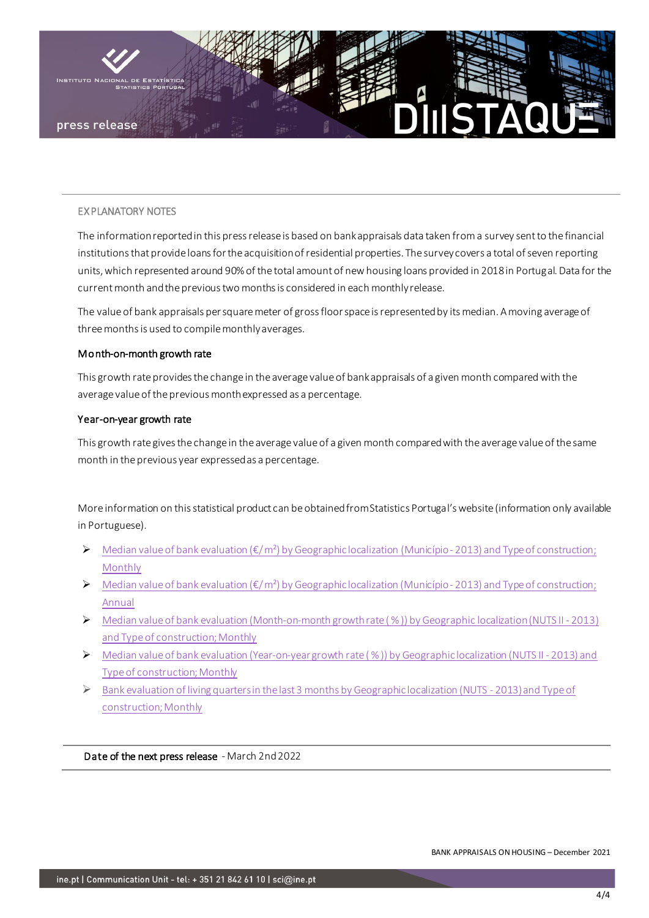## EXPLANATORY NOTES

The information reported in this press release is based on bank appraisals data taken from a survey sent to the financial institutions that provide loans for the acquisition of residential properties. The survey covers a total of seven reporting units, which represented around 90% of the total amount of new housing loans provided in 2018 in Portugal. Data for the current month and the previous two months is considered in each monthly release.

The value of bank appraisals per square meter of gross floor space is represented by its median. A moving average of three months is used to compile monthly averages.

### Month-on-month growth rate

This growth rate provides the change in the average value of bank appraisals of a given month compared with the average value of the previous month expressed as a percentage.

### Year-on-year growth rate

This growth rate gives the change in the average value of a given month compared with the average value of the same month in the previous year expressed as a percentage.

More information on this statistical product can be obtained from Statistics Portugal's website (information only available in Portuguese).

- Median value of bank evaluation (€/m²) by Geographic localization (Município - 2013) and Type of construction; Monthly
- Median value of bank evaluation (€/m²) by Geographic localization (Município - 2013) and Type of construction; Annual
- Median value of bank evaluation (Month-on-month growth rate ( % )) by Geographic localization (NUTS II - 2013) and Type of construction; Monthly
- Median value of bank evaluation (Year-on-year growth rate ( % )) by Geographic localization (NUTS II - 2013) and Type of construction; Monthly
- Bank evaluation of living quarters in the last 3 months by Geographic localization (NUTS - 2013) and Type of construction; Monthly

**Date of the next press release** - March 2nd 2022